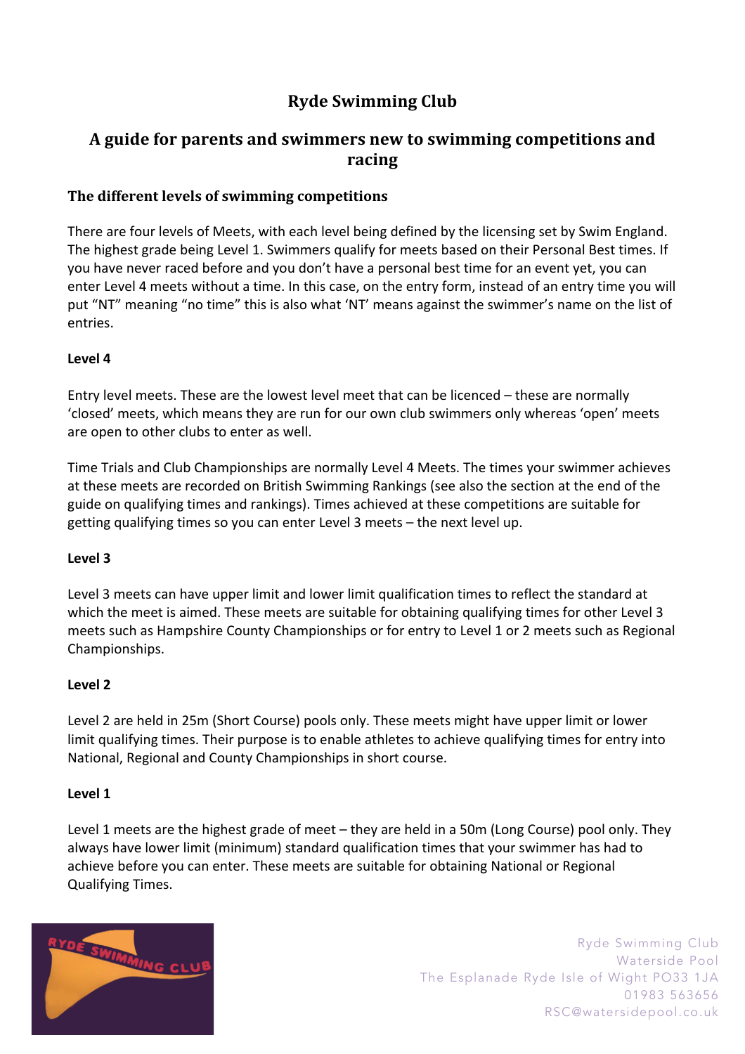# Ryde Swimming Club

## A guide for parents and swimmers new to swimming competitions and racing

### The different levels of swimming competitions

There are four levels of Meets, with each level being defined by the licensing set by Swim England. The highest grade being Level 1. Swimmers qualify for meets based on their Personal Best times. If you have never raced before and you don't have a personal best time for an event yet, you can enter Level 4 meets without a time. In this case, on the entry form, instead of an entry time you will put "NT" meaning "no time" this is also what 'NT' means against the swimmer's name on the list of entries.

**Level 4**

Entry level meets. These are the lowest level meet that can be licenced – these are normally 'closed' meets, which means they are run for our own club swimmers only whereas 'open' meets are open to other clubs to enter as well.

Time Trials and Club Championships are normally Level 4 Meets. The times your swimmer achieves at these meets are recorded on British Swimming Rankings (see also the section at the end of the guide on qualifying times and rankings). Times achieved at these competitions are suitable for getting qualifying times so you can enter Level 3 meets – the next level up.

**Level 3**

Level 3 meets can have upper limit and lower limit qualification times to reflect the standard at which the meet is aimed. These meets are suitable for obtaining qualifying times for other Level 3 meets such as Hampshire County Championships or for entry to Level 1 or 2 meets such as Regional Championships.

**Level 2**

Level 2 are held in 25m (Short Course) pools only. These meets might have upper limit or lower limit qualifying times. Their purpose is to enable athletes to achieve qualifying times for entry into National, Regional and County Championships in short course.

**Level 1**

Level 1 meets are the highest grade of meet – they are held in a 50m (Long Course) pool only. They always have lower limit (minimum) standard qualification times that your swimmer has had to achieve before you can enter. These meets are suitable for obtaining National or Regional Qualifying Times.

Ryde Swimming Club
Waterside Pool
The Esplanade Ryde Isle of Wight PO33 1JA
01983 563656
RSC@watersidepool.co.uk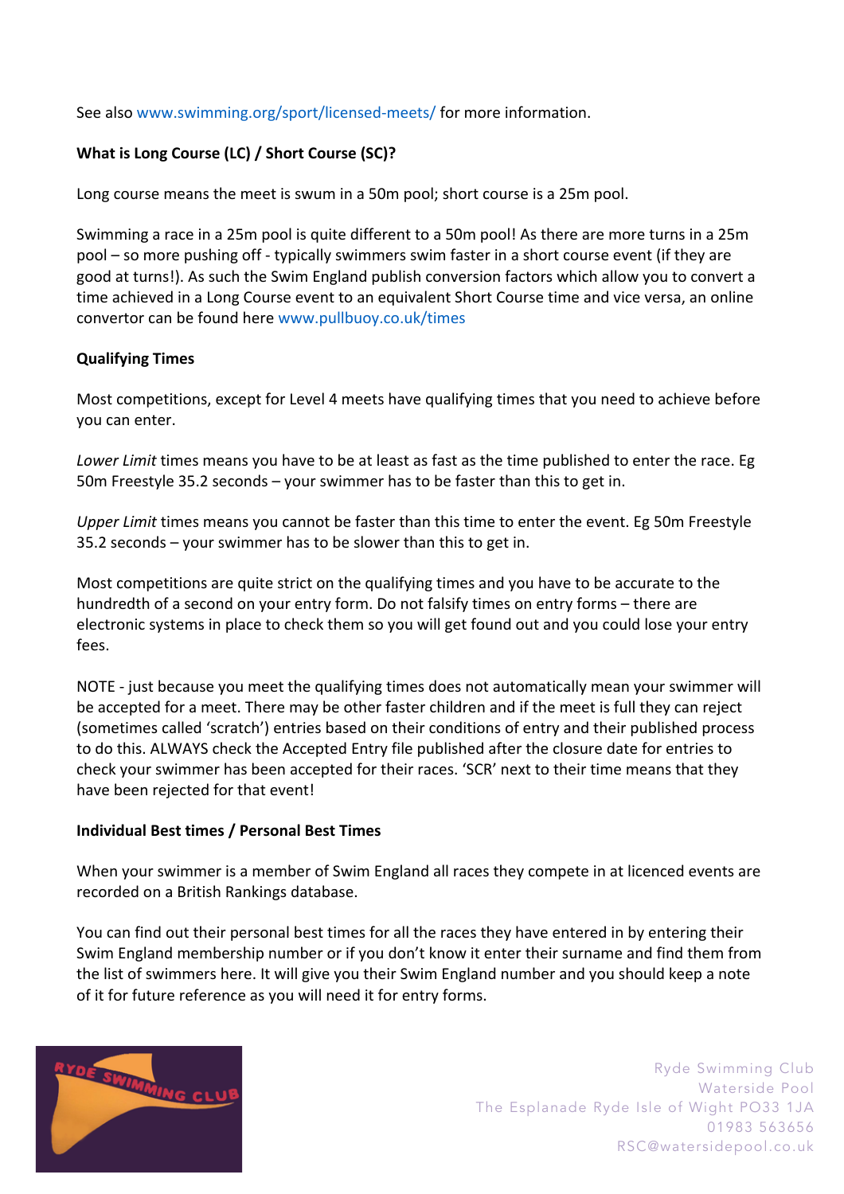See also www.swimming.org/sport/licensed-meets/ for more information.

**What is Long Course (LC) / Short Course (SC)?**

Long course means the meet is swum in a 50m pool; short course is a 25m pool.

Swimming a race in a 25m pool is quite different to a 50m pool! As there are more turns in a 25m pool – so more pushing off - typically swimmers swim faster in a short course event (if they are good at turns!). As such the Swim England publish conversion factors which allow you to convert a time achieved in a Long Course event to an equivalent Short Course time and vice versa, an online convertor can be found here www.pullbuoy.co.uk/times

**Qualifying Times**

Most competitions, except for Level 4 meets have qualifying times that you need to achieve before you can enter.

*Lower Limit* times means you have to be at least as fast as the time published to enter the race. Eg 50m Freestyle 35.2 seconds – your swimmer has to be faster than this to get in.

*Upper Limit* times means you cannot be faster than this time to enter the event. Eg 50m Freestyle 35.2 seconds – your swimmer has to be slower than this to get in.

Most competitions are quite strict on the qualifying times and you have to be accurate to the hundredth of a second on your entry form. Do not falsify times on entry forms – there are electronic systems in place to check them so you will get found out and you could lose your entry fees.

NOTE - just because you meet the qualifying times does not automatically mean your swimmer will be accepted for a meet. There may be other faster children and if the meet is full they can reject (sometimes called 'scratch') entries based on their conditions of entry and their published process to do this. ALWAYS check the Accepted Entry file published after the closure date for entries to check your swimmer has been accepted for their races. 'SCR' next to their time means that they have been rejected for that event!

**Individual Best times / Personal Best Times**

When your swimmer is a member of Swim England all races they compete in at licenced events are recorded on a British Rankings database.

You can find out their personal best times for all the races they have entered in by entering their Swim England membership number or if you don't know it enter their surname and find them from the list of swimmers here. It will give you their Swim England number and you should keep a note of it for future reference as you will need it for entry forms.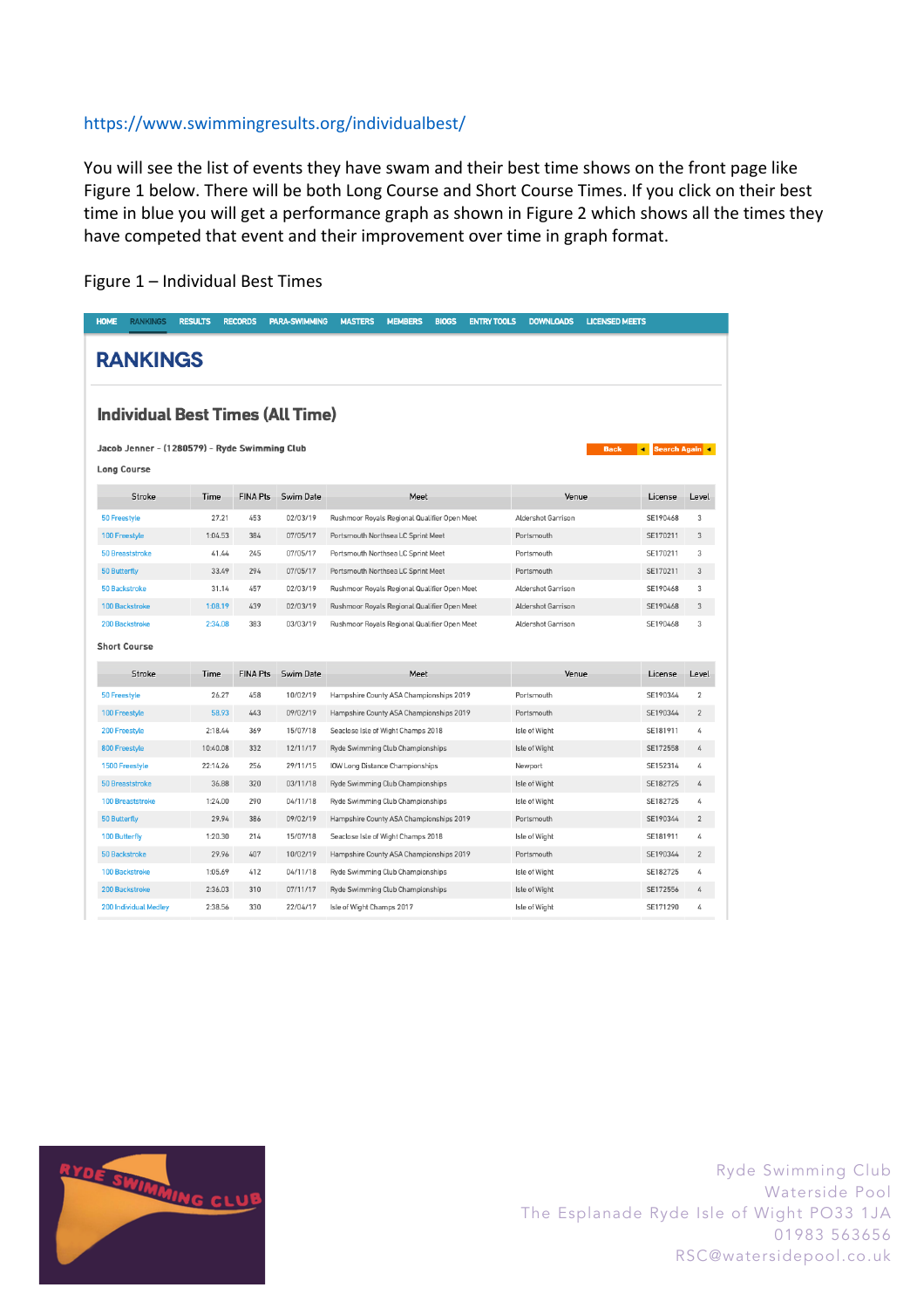https://www.swimmingresults.org/individualbest/

You will see the list of events they have swam and their best time shows on the front page like Figure 1 below. There will be both Long Course and Short Course Times. If you click on their best time in blue you will get a performance graph as shown in Figure 2 which shows all the times they have competed that event and their improvement over time in graph format.

Figure 1 – Individual Best Times

HOME RANKINGS RESULTS RECORDS PARA-SWIMMING MASTERS MEMBERS BIOGS ENTRY TOOLS DOWNLOADS LICENSED MEETS

# RANKINGS

## Individual Best Times (All Time)

**Jacob Jenner - (1280579) - Ryde Swimming Club**

Back | Search Again

**Long Course**

| Stroke | Time | FINA Pts | Swim Date | Meet | Venue | License | Level |
|---|---|---|---|---|---|---|---|
| 50 Freestyle | 27.21 | 453 | 02/03/19 | Rushmoor Royals Regional Qualifier Open Meet | Aldershot Garrison | SE190468 | 3 |
| 100 Freestyle | 1:04.53 | 384 | 07/05/17 | Portsmouth Northsea LC Sprint Meet | Portsmouth | SE170211 | 3 |
| 50 Breaststroke | 41.44 | 245 | 07/05/17 | Portsmouth Northsea LC Sprint Meet | Portsmouth | SE170211 | 3 |
| 50 Butterfly | 33.49 | 294 | 07/05/17 | Portsmouth Northsea LC Sprint Meet | Portsmouth | SE170211 | 3 |
| 50 Backstroke | 31.14 | 457 | 02/03/19 | Rushmoor Royals Regional Qualifier Open Meet | Aldershot Garrison | SE190468 | 3 |
| 100 Backstroke | 1:08.19 | 439 | 02/03/19 | Rushmoor Royals Regional Qualifier Open Meet | Aldershot Garrison | SE190468 | 3 |
| 200 Backstroke | 2:34.08 | 383 | 03/03/19 | Rushmoor Royals Regional Qualifier Open Meet | Aldershot Garrison | SE190468 | 3 |

**Short Course**

| Stroke | Time | FINA Pts | Swim Date | Meet | Venue | License | Level |
|---|---|---|---|---|---|---|---|
| 50 Freestyle | 26.27 | 458 | 10/02/19 | Hampshire County ASA Championships 2019 | Portsmouth | SE190344 | 2 |
| 100 Freestyle | 58.93 | 443 | 09/02/19 | Hampshire County ASA Championships 2019 | Portsmouth | SE190344 | 2 |
| 200 Freestyle | 2:18.44 | 369 | 15/07/18 | Seaclose Isle of Wight Champs 2018 | Isle of Wight | SE181911 | 4 |
| 800 Freestyle | 10:40.08 | 332 | 12/11/17 | Ryde Swimming Club Championships | Isle of Wight | SE172558 | 4 |
| 1500 Freestyle | 22:14.26 | 256 | 29/11/15 | IOW Long Distance Championships | Newport | SE152314 | 4 |
| 50 Breaststroke | 36.88 | 320 | 03/11/18 | Ryde Swimming Club Championships | Isle of Wight | SE182725 | 4 |
| 100 Breaststroke | 1:24.00 | 290 | 04/11/18 | Ryde Swimming Club Championships | Isle of Wight | SE182725 | 4 |
| 50 Butterfly | 29.94 | 386 | 09/02/19 | Hampshire County ASA Championships 2019 | Portsmouth | SE190344 | 2 |
| 100 Butterfly | 1:20.30 | 214 | 15/07/18 | Seaclose Isle of Wight Champs 2018 | Isle of Wight | SE181911 | 4 |
| 50 Backstroke | 29.96 | 407 | 10/02/19 | Hampshire County ASA Championships 2019 | Portsmouth | SE190344 | 2 |
| 100 Backstroke | 1:05.69 | 412 | 04/11/18 | Ryde Swimming Club Championships | Isle of Wight | SE182725 | 4 |
| 200 Backstroke | 2:36.03 | 310 | 07/11/17 | Ryde Swimming Club Championships | Isle of Wight | SE172556 | 4 |
| 200 Individual Medley | 2:38.56 | 330 | 22/04/17 | Isle of Wight Champs 2017 | Isle of Wight | SE171290 | 4 |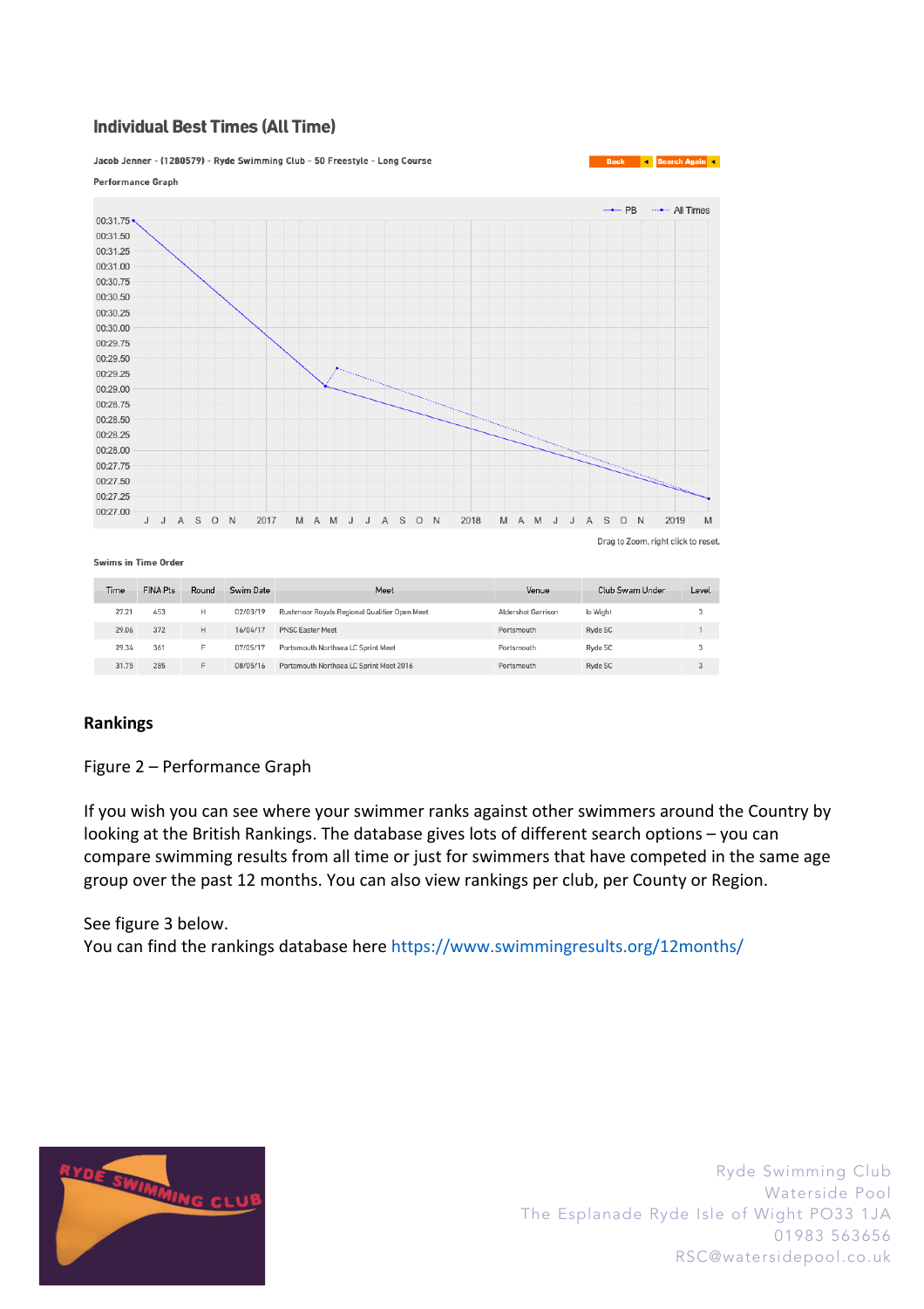## Individual Best Times (All Time)

Jacob Jenner - (1280579) - Ryde Swimming Club - 50 Freestyle - Long Course

Performance Graph

Drag to Zoom, right click to reset.

Swims in Time Order

| Time | FINA Pts | Round | Swim Date | Meet | Venue | Club Swam Under | Level |
|---|---|---|---|---|---|---|---|
| 27.21 | 453 | H | 02/03/19 | Rushmoor Royals Regional Qualifier Open Meet | Aldershot Garrison | Io Wight | 3 |
| 29.06 | 372 | H | 16/04/17 | PNSC Easter Meet | Portsmouth | Ryde SC | 1 |
| 29.34 | 361 | F | 07/05/17 | Portsmouth Northsea LC Sprint Meet | Portsmouth | Ryde SC | 3 |
| 31.75 | 285 | F | 08/05/16 | Portsmouth Northsea LC Sprint Meet 2016 | Portsmouth | Ryde SC | 3 |

**Rankings**

Figure 2 – Performance Graph

If you wish you can see where your swimmer ranks against other swimmers around the Country by looking at the British Rankings. The database gives lots of different search options – you can compare swimming results from all time or just for swimmers that have competed in the same age group over the past 12 months. You can also view rankings per club, per County or Region.

See figure 3 below.
You can find the rankings database here https://www.swimmingresults.org/12months/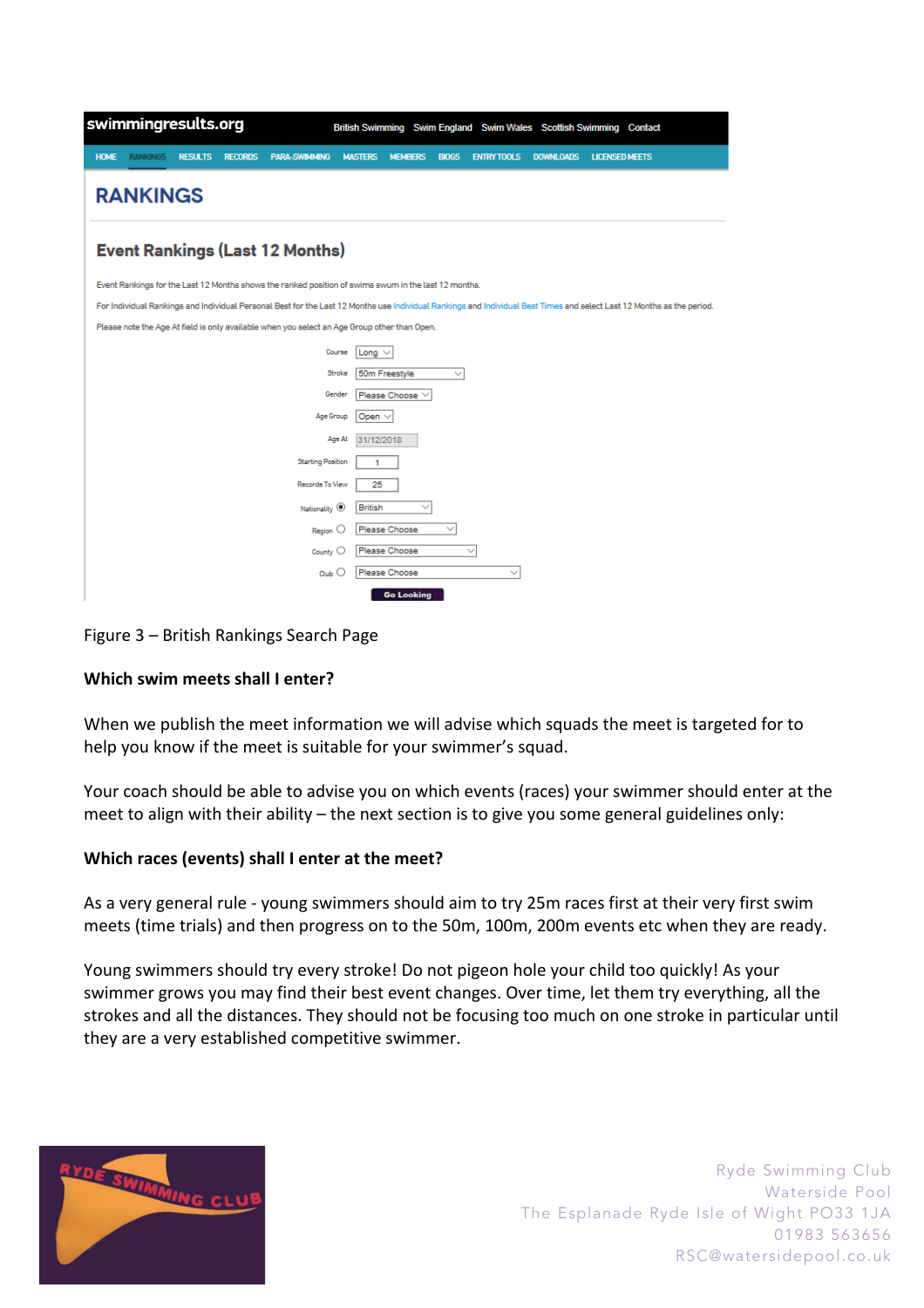Figure 3 – British Rankings Search Page

**Which swim meets shall I enter?**

When we publish the meet information we will advise which squads the meet is targeted for to help you know if the meet is suitable for your swimmer's squad.

Your coach should be able to advise you on which events (races) your swimmer should enter at the meet to align with their ability – the next section is to give you some general guidelines only:

**Which races (events) shall I enter at the meet?**

As a very general rule - young swimmers should aim to try 25m races first at their very first swim meets (time trials) and then progress on to the 50m, 100m, 200m events etc when they are ready.

Young swimmers should try every stroke! Do not pigeon hole your child too quickly! As your swimmer grows you may find their best event changes. Over time, let them try everything, all the strokes and all the distances. They should not be focusing too much on one stroke in particular until they are a very established competitive swimmer.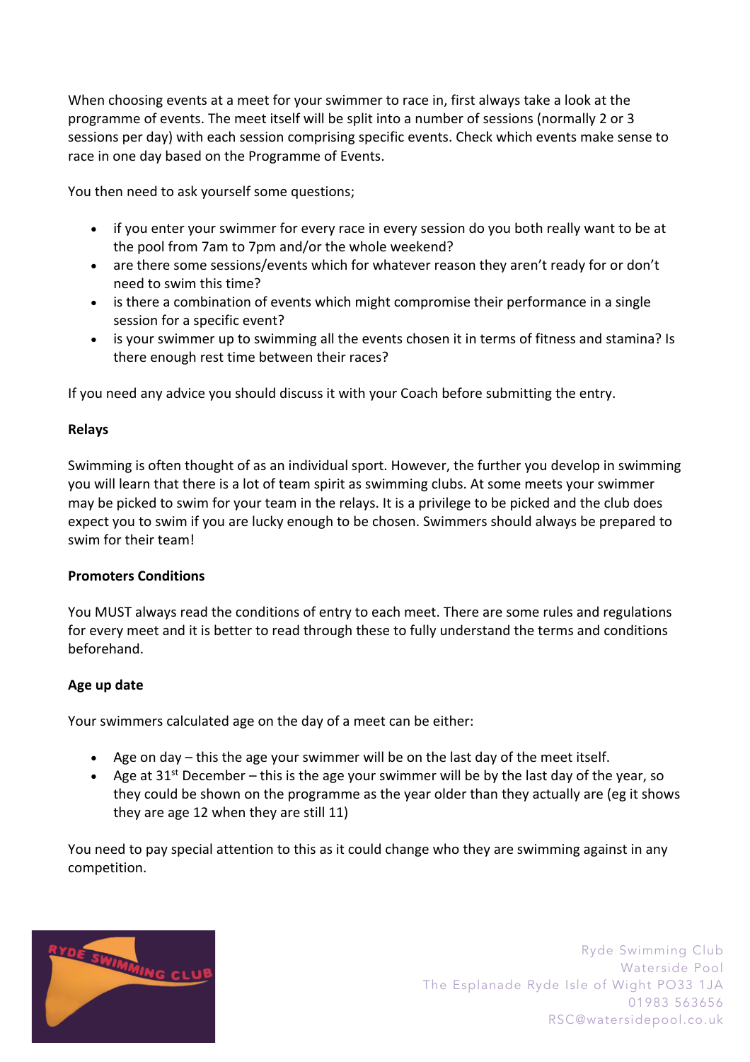When choosing events at a meet for your swimmer to race in, first always take a look at the programme of events. The meet itself will be split into a number of sessions (normally 2 or 3 sessions per day) with each session comprising specific events. Check which events make sense to race in one day based on the Programme of Events.

You then need to ask yourself some questions;

- if you enter your swimmer for every race in every session do you both really want to be at the pool from 7am to 7pm and/or the whole weekend?
- are there some sessions/events which for whatever reason they aren't ready for or don't need to swim this time?
- is there a combination of events which might compromise their performance in a single session for a specific event?
- is your swimmer up to swimming all the events chosen it in terms of fitness and stamina? Is there enough rest time between their races?

If you need any advice you should discuss it with your Coach before submitting the entry.

**Relays**

Swimming is often thought of as an individual sport. However, the further you develop in swimming you will learn that there is a lot of team spirit as swimming clubs. At some meets your swimmer may be picked to swim for your team in the relays. It is a privilege to be picked and the club does expect you to swim if you are lucky enough to be chosen. Swimmers should always be prepared to swim for their team!

**Promoters Conditions**

You MUST always read the conditions of entry to each meet. There are some rules and regulations for every meet and it is better to read through these to fully understand the terms and conditions beforehand.

**Age up date**

Your swimmers calculated age on the day of a meet can be either:

- Age on day – this the age your swimmer will be on the last day of the meet itself.
- Age at 31st December – this is the age your swimmer will be by the last day of the year, so they could be shown on the programme as the year older than they actually are (eg it shows they are age 12 when they are still 11)

You need to pay special attention to this as it could change who they are swimming against in any competition.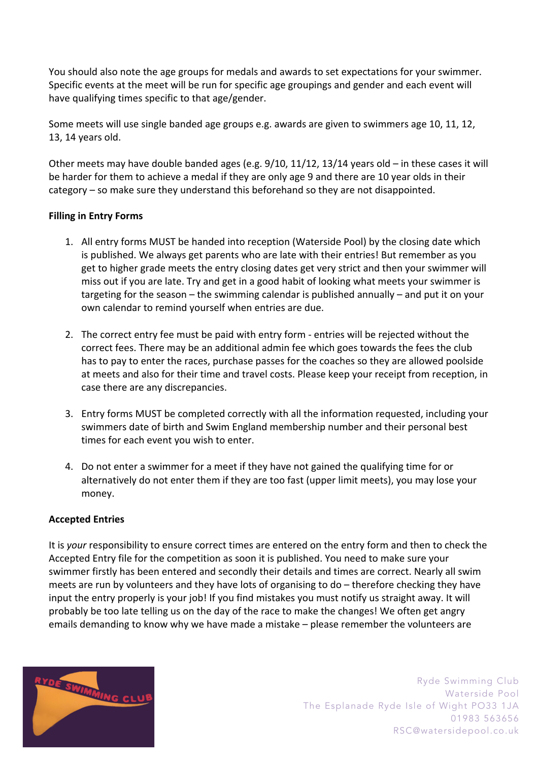You should also note the age groups for medals and awards to set expectations for your swimmer. Specific events at the meet will be run for specific age groupings and gender and each event will have qualifying times specific to that age/gender.

Some meets will use single banded age groups e.g. awards are given to swimmers age 10, 11, 12, 13, 14 years old.

Other meets may have double banded ages (e.g. 9/10, 11/12, 13/14 years old – in these cases it will be harder for them to achieve a medal if they are only age 9 and there are 10 year olds in their category – so make sure they understand this beforehand so they are not disappointed.

**Filling in Entry Forms**

1. All entry forms MUST be handed into reception (Waterside Pool) by the closing date which is published. We always get parents who are late with their entries! But remember as you get to higher grade meets the entry closing dates get very strict and then your swimmer will miss out if you are late. Try and get in a good habit of looking what meets your swimmer is targeting for the season – the swimming calendar is published annually – and put it on your own calendar to remind yourself when entries are due.

2. The correct entry fee must be paid with entry form - entries will be rejected without the correct fees. There may be an additional admin fee which goes towards the fees the club has to pay to enter the races, purchase passes for the coaches so they are allowed poolside at meets and also for their time and travel costs. Please keep your receipt from reception, in case there are any discrepancies.

3. Entry forms MUST be completed correctly with all the information requested, including your swimmers date of birth and Swim England membership number and their personal best times for each event you wish to enter.

4. Do not enter a swimmer for a meet if they have not gained the qualifying time for or alternatively do not enter them if they are too fast (upper limit meets), you may lose your money.

**Accepted Entries**

It is *your* responsibility to ensure correct times are entered on the entry form and then to check the Accepted Entry file for the competition as soon it is published. You need to make sure your swimmer firstly has been entered and secondly their details and times are correct. Nearly all swim meets are run by volunteers and they have lots of organising to do – therefore checking they have input the entry properly is your job! If you find mistakes you must notify us straight away. It will probably be too late telling us on the day of the race to make the changes! We often get angry emails demanding to know why we have made a mistake – please remember the volunteers are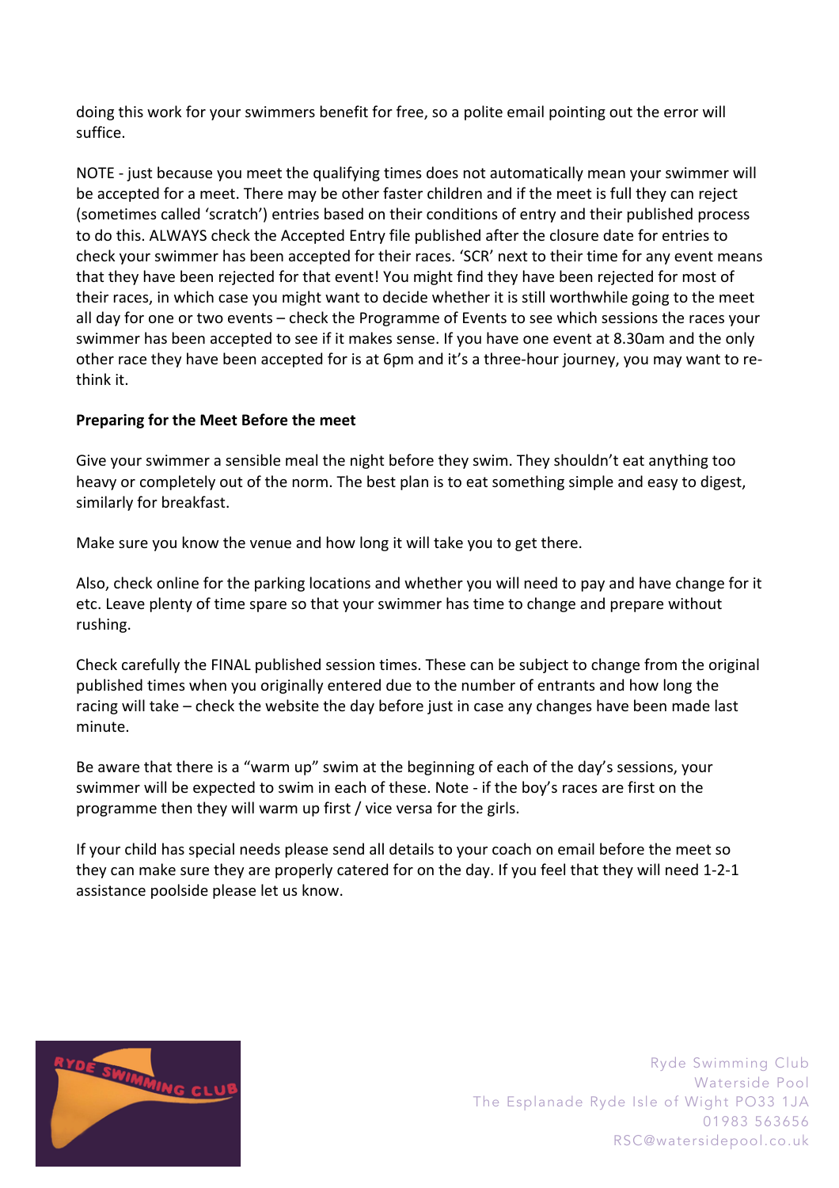doing this work for your swimmers benefit for free, so a polite email pointing out the error will suffice.

NOTE - just because you meet the qualifying times does not automatically mean your swimmer will be accepted for a meet. There may be other faster children and if the meet is full they can reject (sometimes called 'scratch') entries based on their conditions of entry and their published process to do this. ALWAYS check the Accepted Entry file published after the closure date for entries to check your swimmer has been accepted for their races. 'SCR' next to their time for any event means that they have been rejected for that event! You might find they have been rejected for most of their races, in which case you might want to decide whether it is still worthwhile going to the meet all day for one or two events – check the Programme of Events to see which sessions the races your swimmer has been accepted to see if it makes sense. If you have one event at 8.30am and the only other race they have been accepted for is at 6pm and it's a three-hour journey, you may want to re-think it.

**Preparing for the Meet Before the meet**

Give your swimmer a sensible meal the night before they swim. They shouldn't eat anything too heavy or completely out of the norm. The best plan is to eat something simple and easy to digest, similarly for breakfast.

Make sure you know the venue and how long it will take you to get there.

Also, check online for the parking locations and whether you will need to pay and have change for it etc. Leave plenty of time spare so that your swimmer has time to change and prepare without rushing.

Check carefully the FINAL published session times. These can be subject to change from the original published times when you originally entered due to the number of entrants and how long the racing will take – check the website the day before just in case any changes have been made last minute.

Be aware that there is a "warm up" swim at the beginning of each of the day's sessions, your swimmer will be expected to swim in each of these. Note - if the boy's races are first on the programme then they will warm up first / vice versa for the girls.

If your child has special needs please send all details to your coach on email before the meet so they can make sure they are properly catered for on the day. If you feel that they will need 1-2-1 assistance poolside please let us know.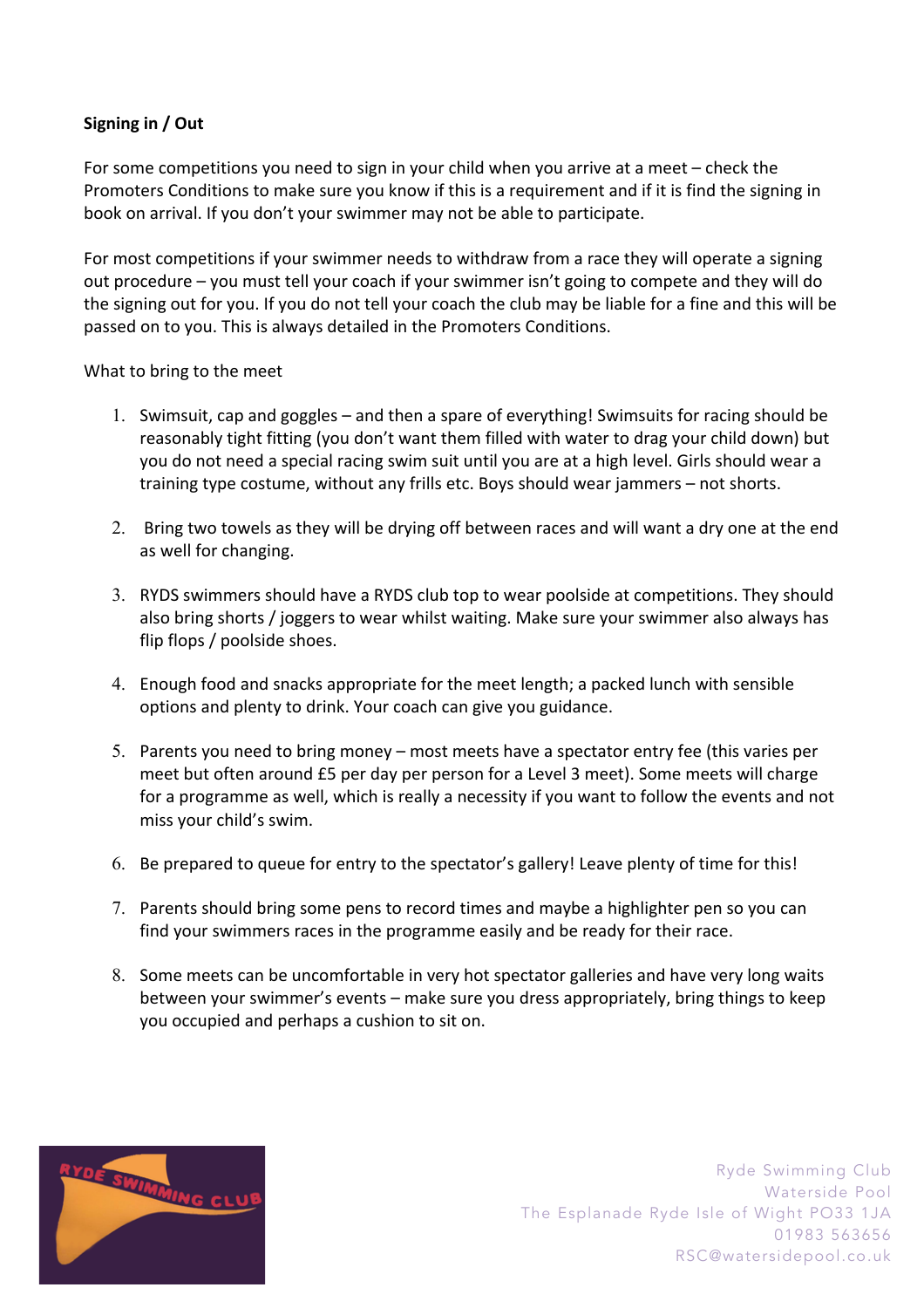**Signing in / Out**

For some competitions you need to sign in your child when you arrive at a meet – check the Promoters Conditions to make sure you know if this is a requirement and if it is find the signing in book on arrival. If you don't your swimmer may not be able to participate.

For most competitions if your swimmer needs to withdraw from a race they will operate a signing out procedure – you must tell your coach if your swimmer isn't going to compete and they will do the signing out for you. If you do not tell your coach the club may be liable for a fine and this will be passed on to you. This is always detailed in the Promoters Conditions.

What to bring to the meet

1. Swimsuit, cap and goggles – and then a spare of everything! Swimsuits for racing should be reasonably tight fitting (you don't want them filled with water to drag your child down) but you do not need a special racing swim suit until you are at a high level. Girls should wear a training type costume, without any frills etc. Boys should wear jammers – not shorts.

2. Bring two towels as they will be drying off between races and will want a dry one at the end as well for changing.

3. RYDS swimmers should have a RYDS club top to wear poolside at competitions. They should also bring shorts / joggers to wear whilst waiting. Make sure your swimmer also always has flip flops / poolside shoes.

4. Enough food and snacks appropriate for the meet length; a packed lunch with sensible options and plenty to drink. Your coach can give you guidance.

5. Parents you need to bring money – most meets have a spectator entry fee (this varies per meet but often around £5 per day per person for a Level 3 meet). Some meets will charge for a programme as well, which is really a necessity if you want to follow the events and not miss your child's swim.

6. Be prepared to queue for entry to the spectator's gallery! Leave plenty of time for this!

7. Parents should bring some pens to record times and maybe a highlighter pen so you can find your swimmers races in the programme easily and be ready for their race.

8. Some meets can be uncomfortable in very hot spectator galleries and have very long waits between your swimmer's events – make sure you dress appropriately, bring things to keep you occupied and perhaps a cushion to sit on.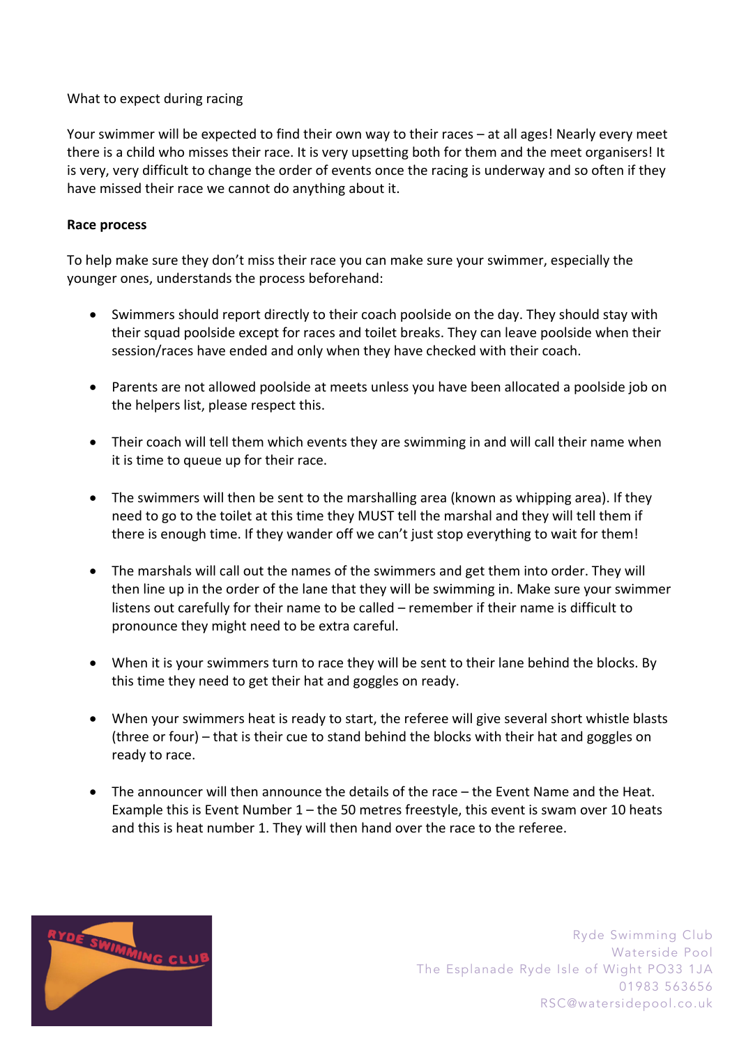What to expect during racing

Your swimmer will be expected to find their own way to their races – at all ages! Nearly every meet there is a child who misses their race. It is very upsetting both for them and the meet organisers! It is very, very difficult to change the order of events once the racing is underway and so often if they have missed their race we cannot do anything about it.

**Race process**

To help make sure they don't miss their race you can make sure your swimmer, especially the younger ones, understands the process beforehand:

- Swimmers should report directly to their coach poolside on the day. They should stay with their squad poolside except for races and toilet breaks. They can leave poolside when their session/races have ended and only when they have checked with their coach.
- Parents are not allowed poolside at meets unless you have been allocated a poolside job on the helpers list, please respect this.
- Their coach will tell them which events they are swimming in and will call their name when it is time to queue up for their race.
- The swimmers will then be sent to the marshalling area (known as whipping area). If they need to go to the toilet at this time they MUST tell the marshal and they will tell them if there is enough time. If they wander off we can't just stop everything to wait for them!
- The marshals will call out the names of the swimmers and get them into order. They will then line up in the order of the lane that they will be swimming in. Make sure your swimmer listens out carefully for their name to be called – remember if their name is difficult to pronounce they might need to be extra careful.
- When it is your swimmers turn to race they will be sent to their lane behind the blocks. By this time they need to get their hat and goggles on ready.
- When your swimmers heat is ready to start, the referee will give several short whistle blasts (three or four) – that is their cue to stand behind the blocks with their hat and goggles on ready to race.
- The announcer will then announce the details of the race – the Event Name and the Heat. Example this is Event Number 1 – the 50 metres freestyle, this event is swam over 10 heats and this is heat number 1. They will then hand over the race to the referee.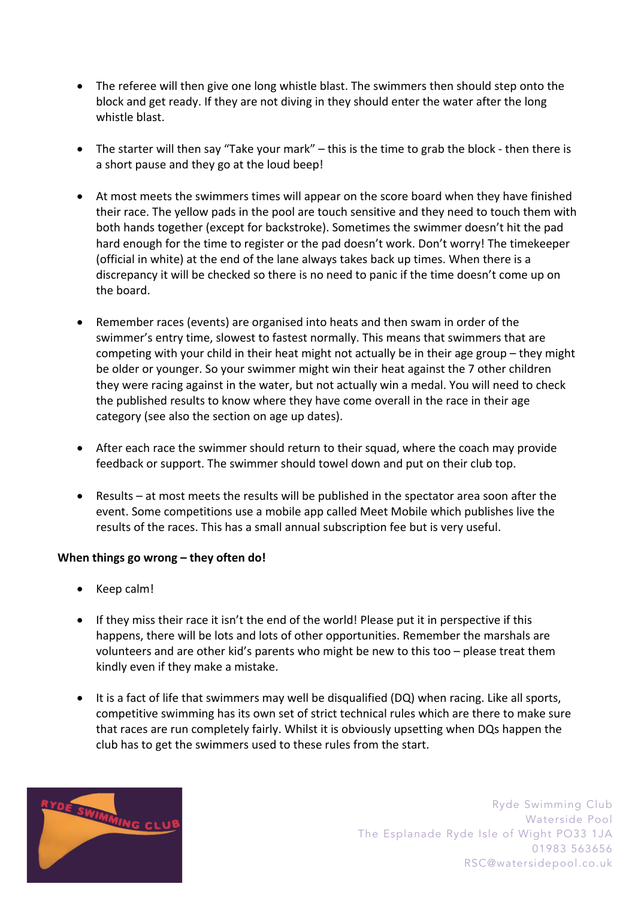- The referee will then give one long whistle blast. The swimmers then should step onto the block and get ready. If they are not diving in they should enter the water after the long whistle blast.

- The starter will then say "Take your mark" – this is the time to grab the block - then there is a short pause and they go at the loud beep!

- At most meets the swimmers times will appear on the score board when they have finished their race. The yellow pads in the pool are touch sensitive and they need to touch them with both hands together (except for backstroke). Sometimes the swimmer doesn't hit the pad hard enough for the time to register or the pad doesn't work. Don't worry! The timekeeper (official in white) at the end of the lane always takes back up times. When there is a discrepancy it will be checked so there is no need to panic if the time doesn't come up on the board.

- Remember races (events) are organised into heats and then swam in order of the swimmer's entry time, slowest to fastest normally. This means that swimmers that are competing with your child in their heat might not actually be in their age group – they might be older or younger. So your swimmer might win their heat against the 7 other children they were racing against in the water, but not actually win a medal. You will need to check the published results to know where they have come overall in the race in their age category (see also the section on age up dates).

- After each race the swimmer should return to their squad, where the coach may provide feedback or support. The swimmer should towel down and put on their club top.

- Results – at most meets the results will be published in the spectator area soon after the event. Some competitions use a mobile app called Meet Mobile which publishes live the results of the races. This has a small annual subscription fee but is very useful.

**When things go wrong – they often do!**

- Keep calm!

- If they miss their race it isn't the end of the world! Please put it in perspective if this happens, there will be lots and lots of other opportunities. Remember the marshals are volunteers and are other kid's parents who might be new to this too – please treat them kindly even if they make a mistake.

- It is a fact of life that swimmers may well be disqualified (DQ) when racing. Like all sports, competitive swimming has its own set of strict technical rules which are there to make sure that races are run completely fairly. Whilst it is obviously upsetting when DQs happen the club has to get the swimmers used to these rules from the start.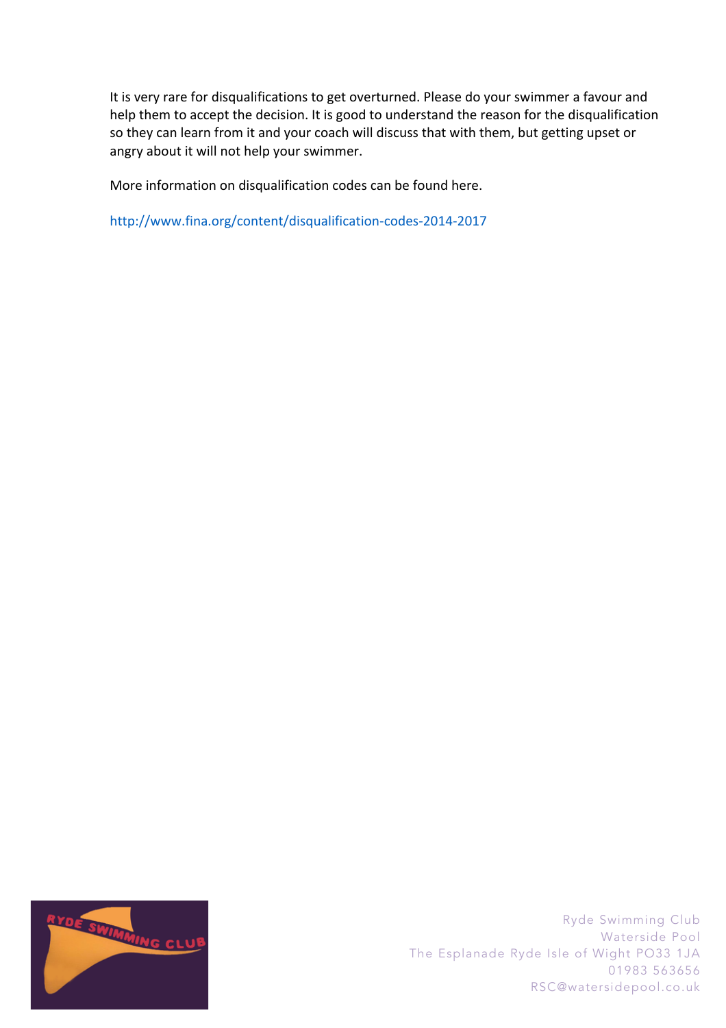It is very rare for disqualifications to get overturned. Please do your swimmer a favour and help them to accept the decision. It is good to understand the reason for the disqualification so they can learn from it and your coach will discuss that with them, but getting upset or angry about it will not help your swimmer.

More information on disqualification codes can be found here.

http://www.fina.org/content/disqualification-codes-2014-2017